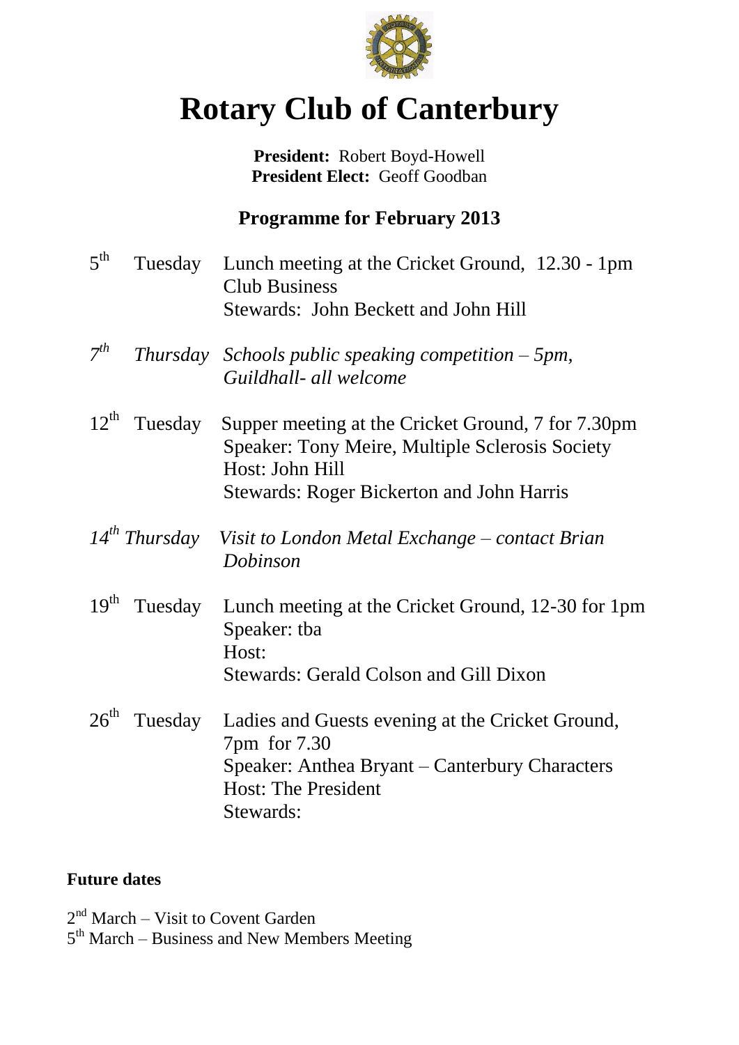# Rotary Club of Canterbury

**President:** Robert Boyd-Howell
**President Elect:** Geoff Goodban

## Programme for February 2013

5th Tuesday Lunch meeting at the Cricket Ground, 12.30 - 1pm
Club Business
Stewards: John Beckett and John Hill

*7th Thursday Schools public speaking competition – 5pm, Guildhall- all welcome*

12th Tuesday Supper meeting at the Cricket Ground, 7 for 7.30pm
Speaker: Tony Meire, Multiple Sclerosis Society
Host: John Hill
Stewards: Roger Bickerton and John Harris

*14th Thursday Visit to London Metal Exchange – contact Brian Dobinson*

19th Tuesday Lunch meeting at the Cricket Ground, 12-30 for 1pm
Speaker: tba
Host:
Stewards: Gerald Colson and Gill Dixon

26th Tuesday Ladies and Guests evening at the Cricket Ground, 7pm for 7.30
Speaker: Anthea Bryant – Canterbury Characters
Host: The President
Stewards:

**Future dates**

2nd March – Visit to Covent Garden
5th March – Business and New Members Meeting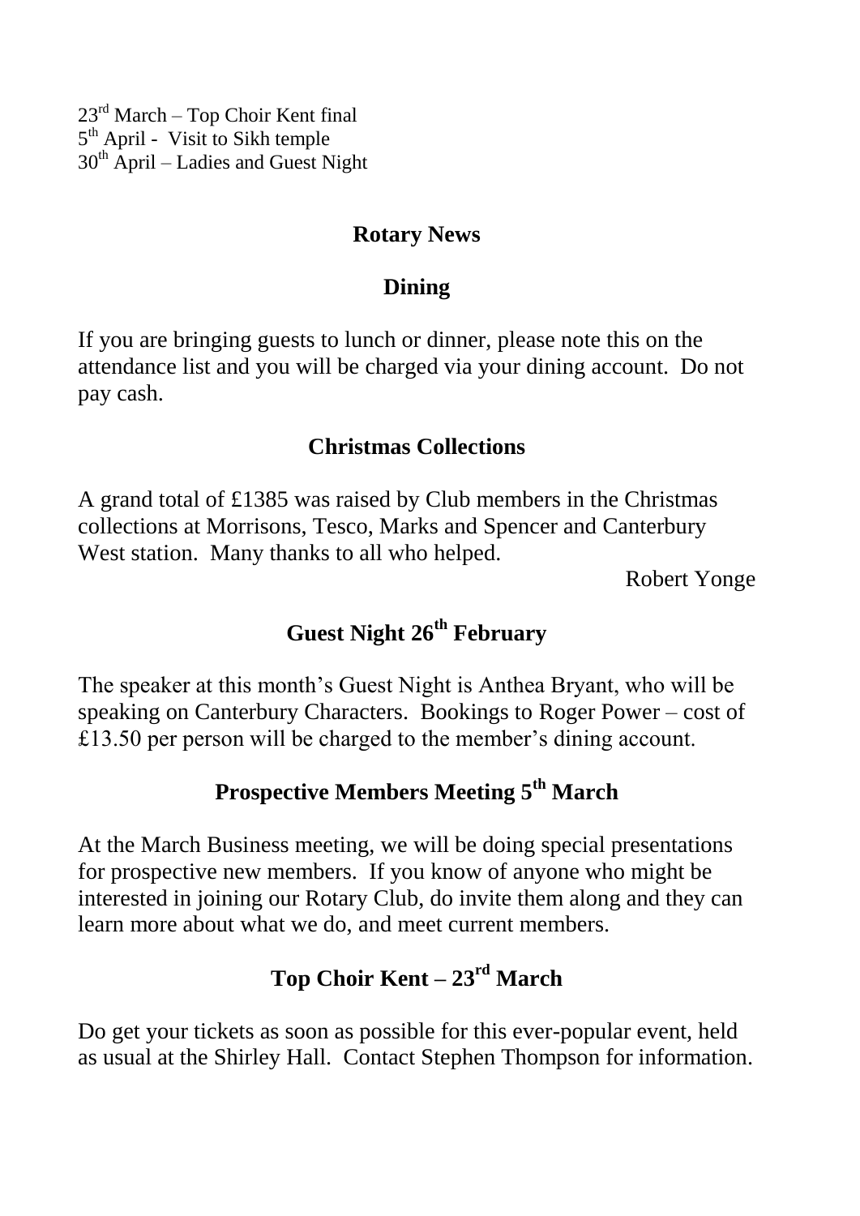23rd March – Top Choir Kent final
5th April - Visit to Sikh temple
30th April – Ladies and Guest Night

## Rotary News

### Dining

If you are bringing guests to lunch or dinner, please note this on the attendance list and you will be charged via your dining account. Do not pay cash.

### Christmas Collections

A grand total of £1385 was raised by Club members in the Christmas collections at Morrisons, Tesco, Marks and Spencer and Canterbury West station. Many thanks to all who helped.

Robert Yonge

### Guest Night 26th February

The speaker at this month's Guest Night is Anthea Bryant, who will be speaking on Canterbury Characters. Bookings to Roger Power – cost of £13.50 per person will be charged to the member's dining account.

### Prospective Members Meeting 5th March

At the March Business meeting, we will be doing special presentations for prospective new members. If you know of anyone who might be interested in joining our Rotary Club, do invite them along and they can learn more about what we do, and meet current members.

### Top Choir Kent – 23rd March

Do get your tickets as soon as possible for this ever-popular event, held as usual at the Shirley Hall. Contact Stephen Thompson for information.